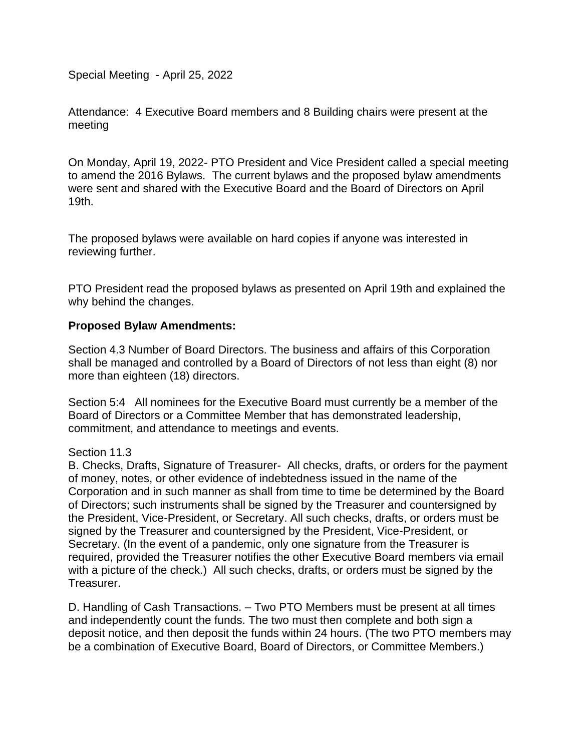Special Meeting - April 25, 2022

Attendance: 4 Executive Board members and 8 Building chairs were present at the meeting

On Monday, April 19, 2022- PTO President and Vice President called a special meeting to amend the 2016 Bylaws. The current bylaws and the proposed bylaw amendments were sent and shared with the Executive Board and the Board of Directors on April 19th.

The proposed bylaws were available on hard copies if anyone was interested in reviewing further.

PTO President read the proposed bylaws as presented on April 19th and explained the why behind the changes.

**Proposed Bylaw Amendments:**

Section 4.3 Number of Board Directors. The business and affairs of this Corporation shall be managed and controlled by a Board of Directors of not less than eight (8) nor more than eighteen (18) directors.

Section 5:4 All nominees for the Executive Board must currently be a member of the Board of Directors or a Committee Member that has demonstrated leadership, commitment, and attendance to meetings and events.

Section 11.3

B. Checks, Drafts, Signature of Treasurer- All checks, drafts, or orders for the payment of money, notes, or other evidence of indebtedness issued in the name of the Corporation and in such manner as shall from time to time be determined by the Board of Directors; such instruments shall be signed by the Treasurer and countersigned by the President, Vice-President, or Secretary. All such checks, drafts, or orders must be signed by the Treasurer and countersigned by the President, Vice-President, or Secretary. (In the event of a pandemic, only one signature from the Treasurer is required, provided the Treasurer notifies the other Executive Board members via email with a picture of the check.) All such checks, drafts, or orders must be signed by the Treasurer.

D. Handling of Cash Transactions. – Two PTO Members must be present at all times and independently count the funds. The two must then complete and both sign a deposit notice, and then deposit the funds within 24 hours. (The two PTO members may be a combination of Executive Board, Board of Directors, or Committee Members.)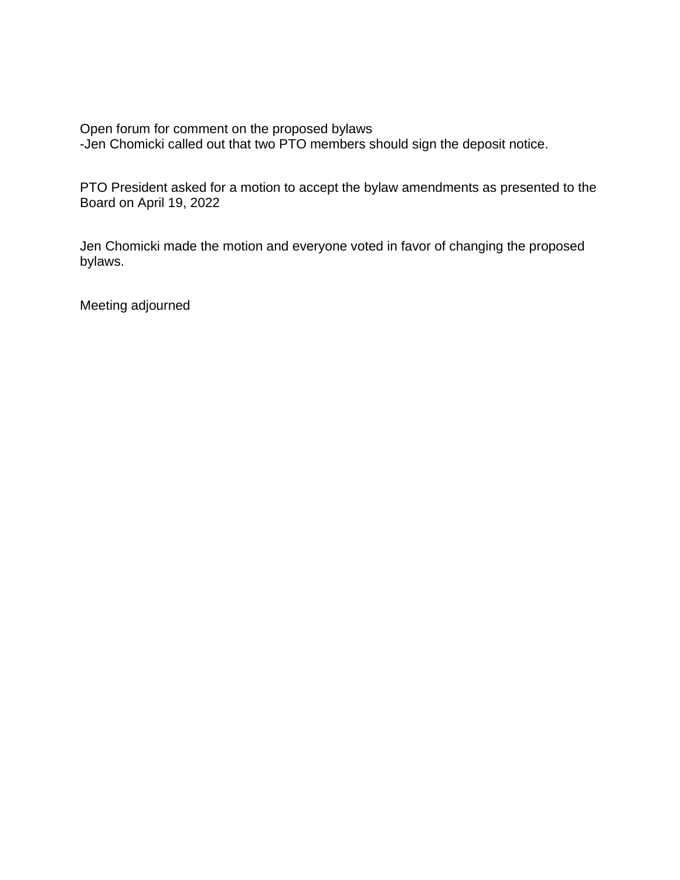Open forum for comment on the proposed bylaws
-Jen Chomicki called out that two PTO members should sign the deposit notice.

PTO President asked for a motion to accept the bylaw amendments as presented to the Board on April 19, 2022

Jen Chomicki made the motion and everyone voted in favor of changing the proposed bylaws.

Meeting adjourned